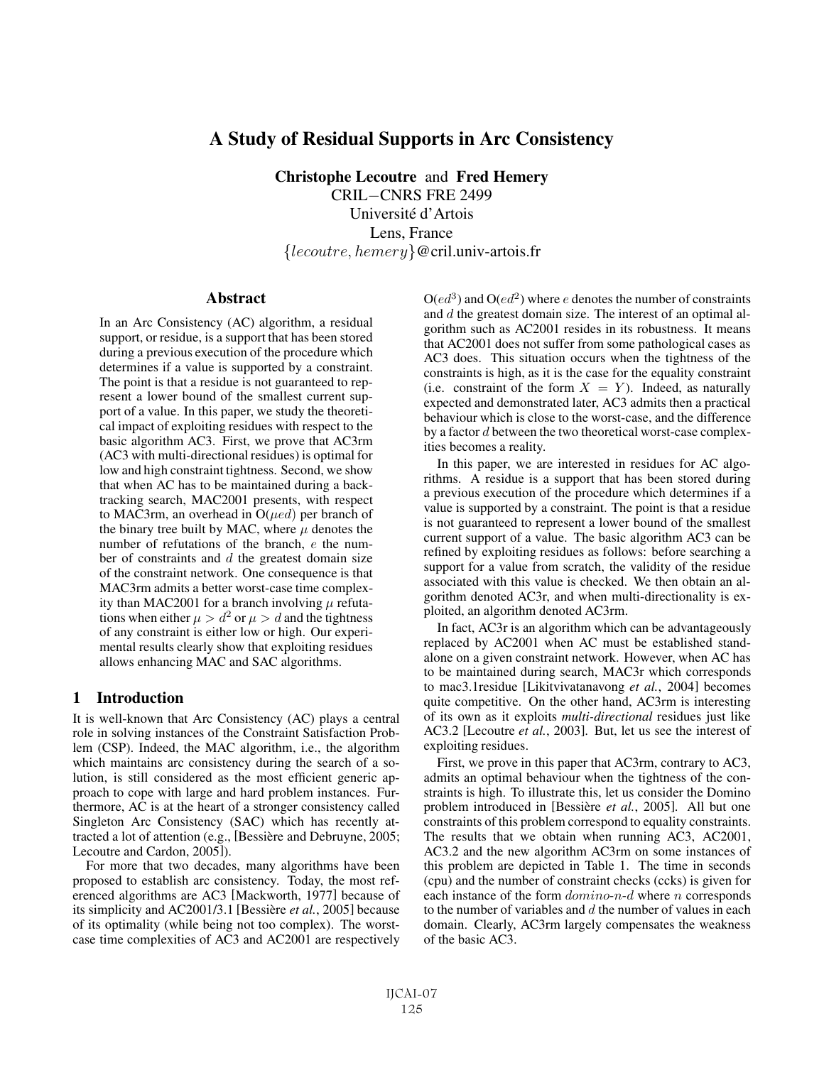# A Study of Residual Supports in Arc Consistency

**Christophe Lecoutre** and **Fred Hemery**
CRIL−CNRS FRE 2499
Université d'Artois
Lens, France
$\{lecoutre, hemery\}$@cril.univ-artois.fr

## Abstract

In an Arc Consistency (AC) algorithm, a residual support, or residue, is a support that has been stored during a previous execution of the procedure which determines if a value is supported by a constraint. The point is that a residue is not guaranteed to represent a lower bound of the smallest current support of a value. In this paper, we study the theoretical impact of exploiting residues with respect to the basic algorithm AC3. First, we prove that AC3rm (AC3 with multi-directional residues) is optimal for low and high constraint tightness. Second, we show that when AC has to be maintained during a backtracking search, MAC2001 presents, with respect to MAC3rm, an overhead in O($\mu ed$) per branch of the binary tree built by MAC, where $\mu$ denotes the number of refutations of the branch, $e$ the number of constraints and $d$ the greatest domain size of the constraint network. One consequence is that MAC3rm admits a better worst-case time complexity than MAC2001 for a branch involving $\mu$ refutations when either $\mu > d^2$ or $\mu > d$ and the tightness of any constraint is either low or high. Our experimental results clearly show that exploiting residues allows enhancing MAC and SAC algorithms.

## 1 Introduction

It is well-known that Arc Consistency (AC) plays a central role in solving instances of the Constraint Satisfaction Problem (CSP). Indeed, the MAC algorithm, i.e., the algorithm which maintains arc consistency during the search of a solution, is still considered as the most efficient generic approach to cope with large and hard problem instances. Furthermore, AC is at the heart of a stronger consistency called Singleton Arc Consistency (SAC) which has recently attracted a lot of attention (e.g., [Bessière and Debruyne, 2005; Lecoutre and Cardon, 2005]).

For more that two decades, many algorithms have been proposed to establish arc consistency. Today, the most referenced algorithms are AC3 [Mackworth, 1977] because of its simplicity and AC2001/3.1 [Bessière *et al.*, 2005] because of its optimality (while being not too complex). The worst-case time complexities of AC3 and AC2001 are respectively O($ed^3$) and O($ed^2$) where $e$ denotes the number of constraints and $d$ the greatest domain size. The interest of an optimal algorithm such as AC2001 resides in its robustness. It means that AC2001 does not suffer from some pathological cases as AC3 does. This situation occurs when the tightness of the constraints is high, as it is the case for the equality constraint (i.e. constraint of the form $X = Y$). Indeed, as naturally expected and demonstrated later, AC3 admits then a practical behaviour which is close to the worst-case, and the difference by a factor $d$ between the two theoretical worst-case complexities becomes a reality.

In this paper, we are interested in residues for AC algorithms. A residue is a support that has been stored during a previous execution of the procedure which determines if a value is supported by a constraint. The point is that a residue is not guaranteed to represent a lower bound of the smallest current support of a value. The basic algorithm AC3 can be refined by exploiting residues as follows: before searching a support for a value from scratch, the validity of the residue associated with this value is checked. We then obtain an algorithm denoted AC3r, and when multi-directionality is exploited, an algorithm denoted AC3rm.

In fact, AC3r is an algorithm which can be advantageously replaced by AC2001 when AC must be established standalone on a given constraint network. However, when AC has to be maintained during search, MAC3r which corresponds to mac3.1residue [Likitvivatanavong *et al.*, 2004] becomes quite competitive. On the other hand, AC3rm is interesting of its own as it exploits *multi-directional* residues just like AC3.2 [Lecoutre *et al.*, 2003]. But, let us see the interest of exploiting residues.

First, we prove in this paper that AC3rm, contrary to AC3, admits an optimal behaviour when the tightness of the constraints is high. To illustrate this, let us consider the Domino problem introduced in [Bessière *et al.*, 2005]. All but one constraints of this problem correspond to equality constraints. The results that we obtain when running AC3, AC2001, AC3.2 and the new algorithm AC3rm on some instances of this problem are depicted in Table 1. The time in seconds (cpu) and the number of constraint checks (ccks) is given for each instance of the form $domino$-$n$-$d$ where $n$ corresponds to the number of variables and $d$ the number of values in each domain. Clearly, AC3rm largely compensates the weakness of the basic AC3.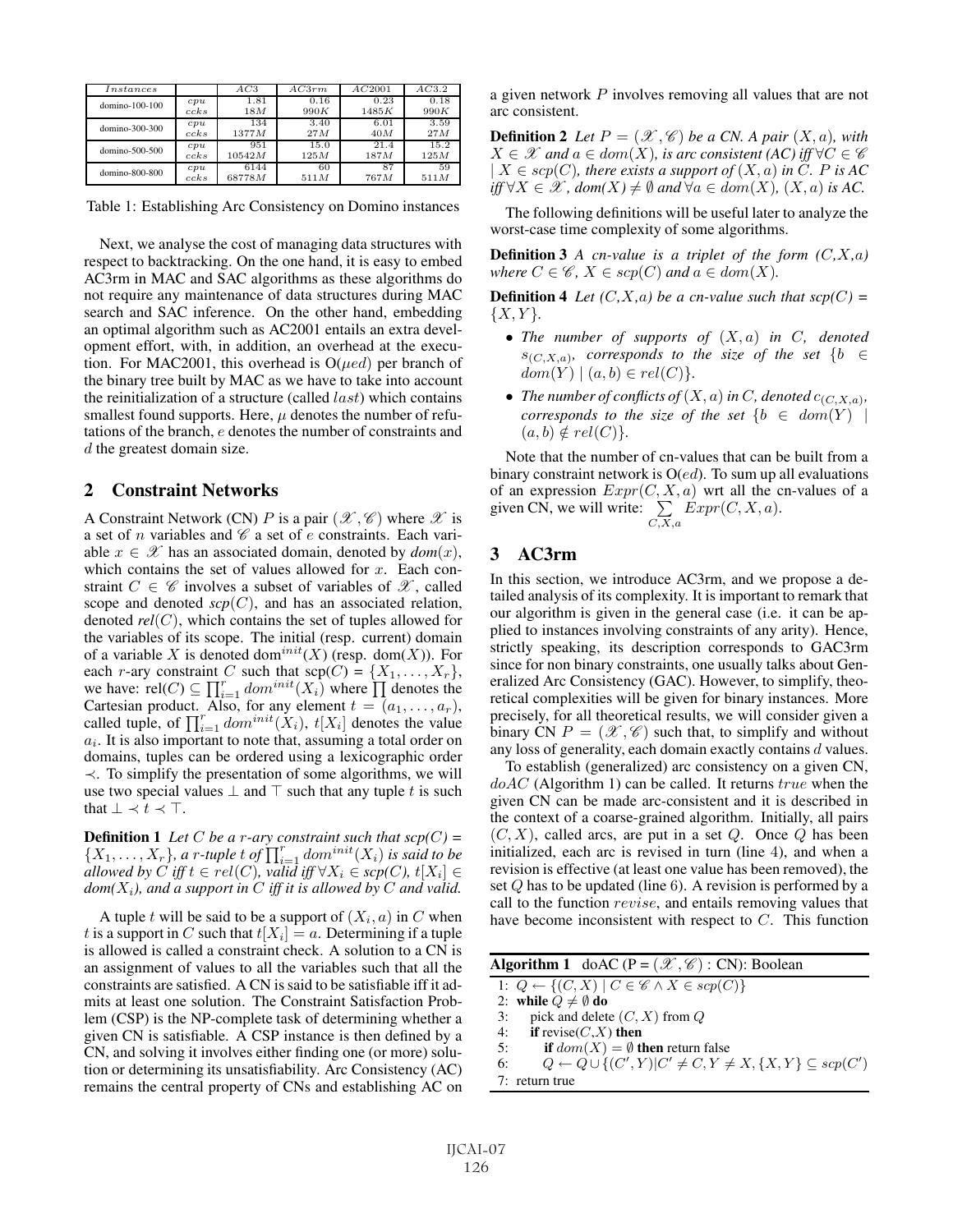| $Instances$ | | $AC3$ | $AC3rm$ | $AC2001$ | $AC3.2$ |
|---|---|---|---|---|---|
| domino-100-100 | $cpu$ | 1.81 | 0.16 | 0.23 | 0.18 |
| | $ccks$ | $18M$ | $990K$ | $1485K$ | $990K$ |
| domino-300-300 | $cpu$ | 134 | 3.40 | 6.01 | 3.59 |
| | $ccks$ | $1377M$ | $27M$ | $40M$ | $27M$ |
| domino-500-500 | $cpu$ | 951 | 15.0 | 21.4 | 15.2 |
| | $ccks$ | $10542M$ | $125M$ | $187M$ | $125M$ |
| domino-800-800 | $cpu$ | 6144 | 60 | 87 | 59 |
| | $ccks$ | $68778M$ | $511M$ | $767M$ | $511M$ |

Table 1: Establishing Arc Consistency on Domino instances

Next, we analyse the cost of managing data structures with respect to backtracking. On the one hand, it is easy to embed AC3rm in MAC and SAC algorithms as these algorithms do not require any maintenance of data structures during MAC search and SAC inference. On the other hand, embedding an optimal algorithm such as AC2001 entails an extra development effort, with, in addition, an overhead at the execution. For MAC2001, this overhead is $O(\mu ed)$ per branch of the binary tree built by MAC as we have to take into account the reinitialization of a structure (called $last$) which contains smallest found supports. Here, $\mu$ denotes the number of refutations of the branch, $e$ denotes the number of constraints and $d$ the greatest domain size.

## 2 Constraint Networks

A Constraint Network (CN) $P$ is a pair $(\mathscr{X}, \mathscr{C})$ where $\mathscr{X}$ is a set of $n$ variables and $\mathscr{C}$ a set of $e$ constraints. Each variable $x \in \mathscr{X}$ has an associated domain, denoted by *dom*$(x)$, which contains the set of values allowed for $x$. Each constraint $C \in \mathscr{C}$ involves a subset of variables of $\mathscr{X}$, called scope and denoted *scp*$(C)$, and has an associated relation, denoted *rel*$(C)$, which contains the set of tuples allowed for the variables of its scope. The initial (resp. current) domain of a variable $X$ is denoted $\text{dom}^{init}(X)$ (resp. $\text{dom}(X)$). For each $r$-ary constraint $C$ such that $\text{scp}(C) = \{X_1, \ldots, X_r\}$, we have: $\text{rel}(C) \subseteq \prod_{i=1}^{r} dom^{init}(X_i)$ where $\prod$ denotes the Cartesian product. Also, for any element $t = (a_1, \ldots, a_r)$, called tuple, of $\prod_{i=1}^{r} dom^{init}(X_i)$, $t[X_i]$ denotes the value $a_i$. It is also important to note that, assuming a total order on domains, tuples can be ordered using a lexicographic order $\prec$. To simplify the presentation of some algorithms, we will use two special values $\perp$ and $\top$ such that any tuple $t$ is such that $\perp \prec t \prec \top$.

**Definition 1** *Let $C$ be a $r$-ary constraint such that scp(C) = $\{X_1, \ldots, X_r\}$, a $r$-tuple $t$ of $\prod_{i=1}^{r} dom^{init}(X_i)$ is said to be allowed by $C$ iff $t \in rel(C)$, valid iff $\forall X_i \in$ scp(C), $t[X_i] \in$ dom($X_i$), and a support in $C$ iff it is allowed by $C$ and valid.*

A tuple $t$ will be said to be a support of $(X_i, a)$ in $C$ when $t$ is a support in $C$ such that $t[X_i] = a$. Determining if a tuple is allowed is called a constraint check. A solution to a CN is an assignment of values to all the variables such that all the constraints are satisfied. A CN is said to be satisfiable iff it admits at least one solution. The Constraint Satisfaction Problem (CSP) is the NP-complete task of determining whether a given CN is satisfiable. A CSP instance is then defined by a CN, and solving it involves either finding one (or more) solution or determining its unsatisfiability. Arc Consistency (AC) remains the central property of CNs and establishing AC on a given network $P$ involves removing all values that are not arc consistent.

**Definition 2** *Let $P = (\mathscr{X}, \mathscr{C})$ be a CN. A pair $(X, a)$, with $X \in \mathscr{X}$ and $a \in dom(X)$, is arc consistent (AC) iff $\forall C \in \mathscr{C}$ $\mid X \in scp(C)$, there exists a support of $(X, a)$ in $C$. $P$ is AC iff $\forall X \in \mathscr{X}$, dom(X) $\neq \emptyset$ and $\forall a \in dom(X)$, $(X, a)$ is AC.*

The following definitions will be useful later to analyze the worst-case time complexity of some algorithms.

**Definition 3** *A cn-value is a triplet of the form (C,X,a) where $C \in \mathscr{C}$, $X \in scp(C)$ and $a \in dom(X)$.*

**Definition 4** *Let (C,X,a) be a cn-value such that scp(C) = $\{X, Y\}$.*

- *The number of supports of $(X, a)$ in $C$, denoted $s_{(C,X,a)}$, corresponds to the size of the set $\{b \in dom(Y) \mid (a, b) \in rel(C)\}$.*
- *The number of conflicts of $(X, a)$ in $C$, denoted $c_{(C,X,a)}$, corresponds to the size of the set $\{b \in dom(Y) \mid (a, b) \notin rel(C)\}$.*

Note that the number of cn-values that can be built from a binary constraint network is $O(ed)$. To sum up all evaluations of an expression $Expr(C, X, a)$ wrt all the cn-values of a given CN, we will write: $\sum_{C,X,a} Expr(C, X, a)$.

## 3 AC3rm

In this section, we introduce AC3rm, and we propose a detailed analysis of its complexity. It is important to remark that our algorithm is given in the general case (i.e. it can be applied to instances involving constraints of any arity). Hence, strictly speaking, its description corresponds to GAC3rm since for non binary constraints, one usually talks about Generalized Arc Consistency (GAC). However, to simplify, theoretical complexities will be given for binary instances. More precisely, for all theoretical results, we will consider given a binary CN $P = (\mathscr{X}, \mathscr{C})$ such that, to simplify and without any loss of generality, each domain exactly contains $d$ values.

To establish (generalized) arc consistency on a given CN, $doAC$ (Algorithm 1) can be called. It returns $true$ when the given CN can be made arc-consistent and it is described in the context of a coarse-grained algorithm. Initially, all pairs $(C, X)$, called arcs, are put in a set $Q$. Once $Q$ has been initialized, each arc is revised in turn (line 4), and when a revision is effective (at least one value has been removed), the set $Q$ has to be updated (line 6). A revision is performed by a call to the function $revise$, and entails removing values that have become inconsistent with respect to $C$. This function

**Algorithm 1** doAC (P = $(\mathscr{X}, \mathscr{C})$ : CN): Boolean

```
1: Q ← {(C, X) | C ∈ 𝒞 ∧ X ∈ scp(C)}
2: while Q ≠ ∅ do
3:    pick and delete (C, X) from Q
4:    if revise(C,X) then
5:       if dom(X) = ∅ then return false
6:       Q ← Q ∪ {(C′, Y)|C′ ≠ C, Y ≠ X, {X, Y} ⊆ scp(C′)}
7: return true
```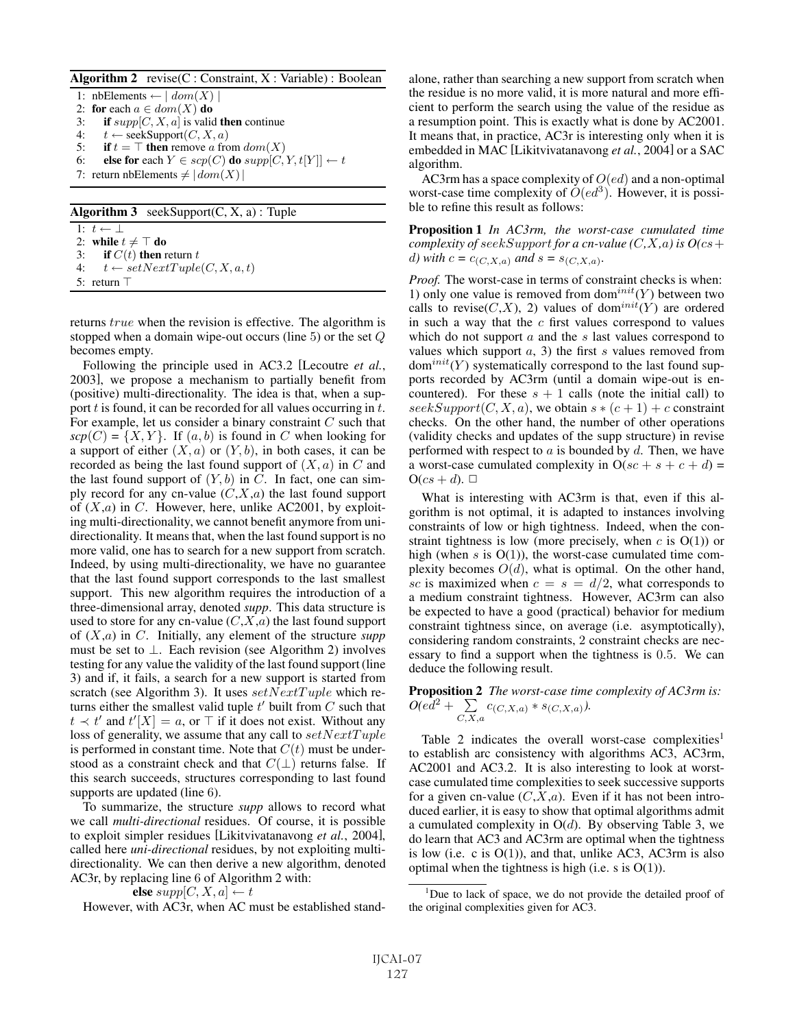**Algorithm 2** revise(C : Constraint, X : Variable) : Boolean

```
1: nbElements ← | dom(X) |
2: for each a ∈ dom(X) do
3:   if supp[C, X, a] is valid then continue
4:   t ← seekSupport(C, X, a)
5:   if t = ⊤ then remove a from dom(X)
6:   else for each Y ∈ scp(C) do supp[C, Y, t[Y]] ← t
7: return nbElements ≠ | dom(X) |
```

**Algorithm 3** seekSupport(C, X, a) : Tuple

```
1: t ← ⊥
2: while t ≠ ⊤ do
3:   if C(t) then return t
4:   t ← setNextTuple(C, X, a, t)
5: return ⊤
```

returns $true$ when the revision is effective. The algorithm is stopped when a domain wipe-out occurs (line 5) or the set $Q$ becomes empty.

Following the principle used in AC3.2 [Lecoutre *et al.*, 2003], we propose a mechanism to partially benefit from (positive) multi-directionality. The idea is that, when a support $t$ is found, it can be recorded for all values occurring in $t$. For example, let us consider a binary constraint $C$ such that $scp(C) = \{X, Y\}$. If $(a, b)$ is found in $C$ when looking for a support of either $(X, a)$ or $(Y, b)$, in both cases, it can be recorded as being the last found support of $(X, a)$ in $C$ and the last found support of $(Y, b)$ in $C$. In fact, one can simply record for any cn-value $(C,X,a)$ the last found support of $(X,a)$ in $C$. However, here, unlike AC2001, by exploiting multi-directionality, we cannot benefit anymore from uni-directionality. It means that, when the last found support is no more valid, one has to search for a new support from scratch. Indeed, by using multi-directionality, we have no guarantee that the last found support corresponds to the last smallest support. This new algorithm requires the introduction of a three-dimensional array, denoted *supp*. This data structure is used to store for any cn-value $(C,X,a)$ the last found support of $(X,a)$ in $C$. Initially, any element of the structure *supp* must be set to $\perp$. Each revision (see Algorithm 2) involves testing for any value the validity of the last found support (line 3) and if, it fails, a search for a new support is started from scratch (see Algorithm 3). It uses $setNextTuple$ which returns either the smallest valid tuple $t'$ built from $C$ such that $t \prec t'$ and $t'[X] = a$, or $\top$ if it does not exist. Without any loss of generality, we assume that any call to $setNextTuple$ is performed in constant time. Note that $C(t)$ must be understood as a constraint check and that $C(\perp)$ returns false. If this search succeeds, structures corresponding to last found supports are updated (line 6).

To summarize, the structure *supp* allows to record what we call *multi-directional* residues. Of course, it is possible to exploit simpler residues [Likitvivatanavong *et al.*, 2004], called here *uni-directional* residues, by not exploiting multi-directionality. We can then derive a new algorithm, denoted AC3r, by replacing line 6 of Algorithm 2 with:

**else** $supp[C, X, a] \leftarrow t$

However, with AC3r, when AC must be established standalone, rather than searching a new support from scratch when the residue is no more valid, it is more natural and more efficient to perform the search using the value of the residue as a resumption point. This is exactly what is done by AC2001. It means that, in practice, AC3r is interesting only when it is embedded in MAC [Likitvivatanavong *et al.*, 2004] or a SAC algorithm.

AC3rm has a space complexity of $O(ed)$ and a non-optimal worst-case time complexity of $O(ed^3)$. However, it is possible to refine this result as follows:

**Proposition 1** *In AC3rm, the worst-case cumulated time complexity of $seekSupport$ for a cn-value $(C,X,a)$ is $O(cs + d)$ with $c = c_{(C,X,a)}$ and $s = s_{(C,X,a)}$.*

*Proof.* The worst-case in terms of constraint checks is when: 1) only one value is removed from $dom^{init}(Y)$ between two calls to revise$(C,X)$, 2) values of $dom^{init}(Y)$ are ordered in such a way that the $c$ first values correspond to values which do not support $a$ and the $s$ last values correspond to values which support $a$, 3) the first $s$ values removed from $dom^{init}(Y)$ systematically correspond to the last found supports recorded by AC3rm (until a domain wipe-out is encountered). For these $s + 1$ calls (note the initial call) to $seekSupport(C, X, a)$, we obtain $s * (c + 1) + c$ constraint checks. On the other hand, the number of other operations (validity checks and updates of the supp structure) in revise performed with respect to $a$ is bounded by $d$. Then, we have a worst-case cumulated complexity in $O(sc + s + c + d) = O(cs + d)$. □

What is interesting with AC3rm is that, even if this algorithm is not optimal, it is adapted to instances involving constraints of low or high tightness. Indeed, when the constraint tightness is low (more precisely, when $c$ is $O(1)$) or high (when $s$ is $O(1)$), the worst-case cumulated time complexity becomes $O(d)$, what is optimal. On the other hand, $sc$ is maximized when $c = s = d/2$, what corresponds to a medium constraint tightness. However, AC3rm can also be expected to have a good (practical) behavior for medium constraint tightness since, on average (i.e. asymptotically), considering random constraints, 2 constraint checks are necessary to find a support when the tightness is $0.5$. We can deduce the following result.

**Proposition 2** *The worst-case time complexity of AC3rm is: $O(ed^2 + \sum_{C,X,a} c_{(C,X,a)} * s_{(C,X,a)})$.*

Table 2 indicates the overall worst-case complexities[1] to establish arc consistency with algorithms AC3, AC3rm, AC2001 and AC3.2. It is also interesting to look at worst-case cumulated time complexities to seek successive supports for a given cn-value $(C,X,a)$. Even if it has not been introduced earlier, it is easy to show that optimal algorithms admit a cumulated complexity in $O(d)$. By observing Table 3, we do learn that AC3 and AC3rm are optimal when the tightness is low (i.e. c is $O(1)$), and that, unlike AC3, AC3rm is also optimal when the tightness is high (i.e. s is $O(1)$).

[1] Due to lack of space, we do not provide the detailed proof of the original complexities given for AC3.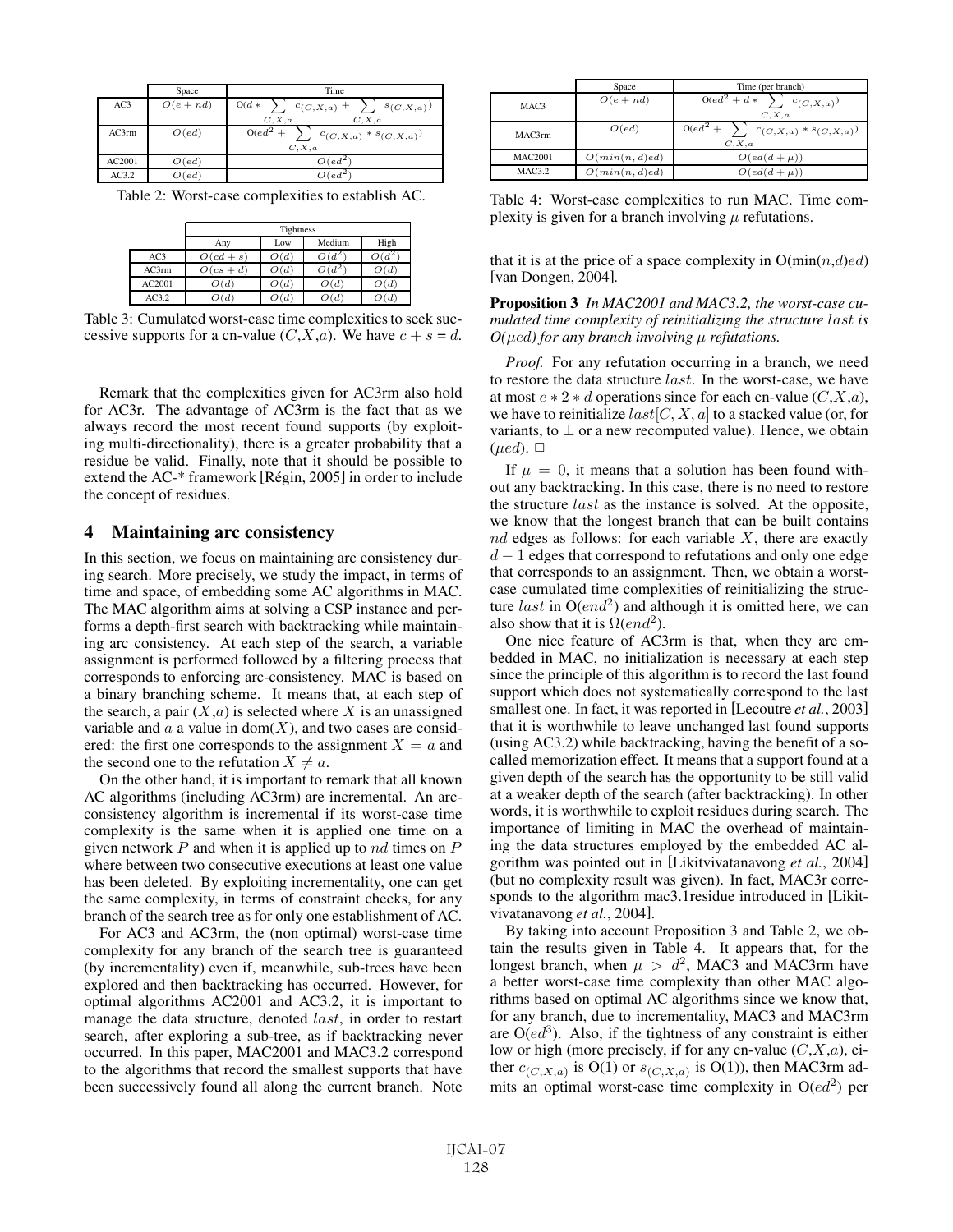|  | Space | Time |
| --- | --- | --- |
| AC3 | $O(e+nd)$ | $O(d * \sum_{C,X,a} c_{(C,X,a)} + \sum_{C,X,a} s_{(C,X,a)})$ |
| AC3rm | $O(ed)$ | $O(ed^2 + \sum_{C,X,a} c_{(C,X,a)} * s_{(C,X,a)})$ |
| AC2001 | $O(ed)$ | $O(ed^2)$ |
| AC3.2 | $O(ed)$ | $O(ed^2)$ |

Table 2: Worst-case complexities to establish AC.

|  | Tightness | | | |
| --- | --- | --- | --- | --- |
|  | Any | Low | Medium | High |
| AC3 | $O(cd+s)$ | $O(d)$ | $O(d^2)$ | $O(d^2)$ |
| AC3rm | $O(cs+d)$ | $O(d)$ | $O(d^2)$ | $O(d)$ |
| AC2001 | $O(d)$ | $O(d)$ | $O(d)$ | $O(d)$ |
| AC3.2 | $O(d)$ | $O(d)$ | $O(d)$ | $O(d)$ |

Table 3: Cumulated worst-case time complexities to seek successive supports for a cn-value $(C,X,a)$. We have $c + s = d$.

Remark that the complexities given for AC3rm also hold for AC3r. The advantage of AC3rm is the fact that as we always record the most recent found supports (by exploiting multi-directionality), there is a greater probability that a residue be valid. Finally, note that it should be possible to extend the AC-* framework [Régin, 2005] in order to include the concept of residues.

## 4 Maintaining arc consistency

In this section, we focus on maintaining arc consistency during search. More precisely, we study the impact, in terms of time and space, of embedding some AC algorithms in MAC. The MAC algorithm aims at solving a CSP instance and performs a depth-first search with backtracking while maintaining arc consistency. At each step of the search, a variable assignment is performed followed by a filtering process that corresponds to enforcing arc-consistency. MAC is based on a binary branching scheme. It means that, at each step of the search, a pair $(X,a)$ is selected where $X$ is an unassigned variable and $a$ a value in dom$(X)$, and two cases are considered: the first one corresponds to the assignment $X = a$ and the second one to the refutation $X \neq a$.

On the other hand, it is important to remark that all known AC algorithms (including AC3rm) are incremental. An arc-consistency algorithm is incremental if its worst-case time complexity is the same when it is applied one time on a given network $P$ and when it is applied up to $nd$ times on $P$ where between two consecutive executions at least one value has been deleted. By exploiting incrementality, one can get the same complexity, in terms of constraint checks, for any branch of the search tree as for only one establishment of AC.

For AC3 and AC3rm, the (non optimal) worst-case time complexity for any branch of the search tree is guaranteed (by incrementality) even if, meanwhile, sub-trees have been explored and then backtracking has occurred. However, for optimal algorithms AC2001 and AC3.2, it is important to manage the data structure, denoted $last$, in order to restart search, after exploring a sub-tree, as if backtracking never occurred. In this paper, MAC2001 and MAC3.2 correspond to the algorithms that record the smallest supports that have been successively found all along the current branch. Note

|  | Space | Time (per branch) |
| --- | --- | --- |
| MAC3 | $O(e+nd)$ | $O(ed^2 + d * \sum_{C,X,a} c_{(C,X,a)})$ |
| MAC3rm | $O(ed)$ | $O(ed^2 + \sum_{C,X,a} c_{(C,X,a)} * s_{(C,X,a)})$ |
| MAC2001 | $O(min(n,d)ed)$ | $O(ed(d+\mu))$ |
| MAC3.2 | $O(min(n,d)ed)$ | $O(ed(d+\mu))$ |

Table 4: Worst-case complexities to run MAC. Time complexity is given for a branch involving $\mu$ refutations.

that it is at the price of a space complexity in O(min($n$,$d$)$ed$) [van Dongen, 2004].

**Proposition 3** *In MAC2001 and MAC3.2, the worst-case cumulated time complexity of reinitializing the structure $last$ is O($\mu ed$) for any branch involving $\mu$ refutations.*

*Proof.* For any refutation occurring in a branch, we need to restore the data structure $last$. In the worst-case, we have at most $e * 2 * d$ operations since for each cn-value $(C,X,a)$, we have to reinitialize $last[C, X, a]$ to a stacked value (or, for variants, to $\perp$ or a new recomputed value). Hence, we obtain ($\mu ed$). □

If $\mu = 0$, it means that a solution has been found without any backtracking. In this case, there is no need to restore the structure $last$ as the instance is solved. At the opposite, we know that the longest branch that can be built contains $nd$ edges as follows: for each variable $X$, there are exactly $d-1$ edges that correspond to refutations and only one edge that corresponds to an assignment. Then, we obtain a worst-case cumulated time complexities of reinitializing the structure $last$ in O($end^2$) and although it is omitted here, we can also show that it is $\Omega(end^2)$.

One nice feature of AC3rm is that, when they are embedded in MAC, no initialization is necessary at each step since the principle of this algorithm is to record the last found support which does not systematically correspond to the last smallest one. In fact, it was reported in [Lecoutre *et al.*, 2003] that it is worthwhile to leave unchanged last found supports (using AC3.2) while backtracking, having the benefit of a so-called memorization effect. It means that a support found at a given depth of the search has the opportunity to be still valid at a weaker depth of the search (after backtracking). In other words, it is worthwhile to exploit residues during search. The importance of limiting in MAC the overhead of maintaining the data structures employed by the embedded AC algorithm was pointed out in [Likitvivatanavong *et al.*, 2004] (but no complexity result was given). In fact, MAC3r corresponds to the algorithm mac3.1residue introduced in [Likitvivatanavong *et al.*, 2004].

By taking into account Proposition 3 and Table 2, we obtain the results given in Table 4. It appears that, for the longest branch, when $\mu > d^2$, MAC3 and MAC3rm have a better worst-case time complexity than other MAC algorithms based on optimal AC algorithms since we know that, for any branch, due to incrementality, MAC3 and MAC3rm are O($ed^3$). Also, if the tightness of any constraint is either low or high (more precisely, if for any cn-value $(C,X,a)$, either $c_{(C,X,a)}$ is O(1) or $s_{(C,X,a)}$ is O(1)), then MAC3rm admits an optimal worst-case time complexity in O($ed^2$) per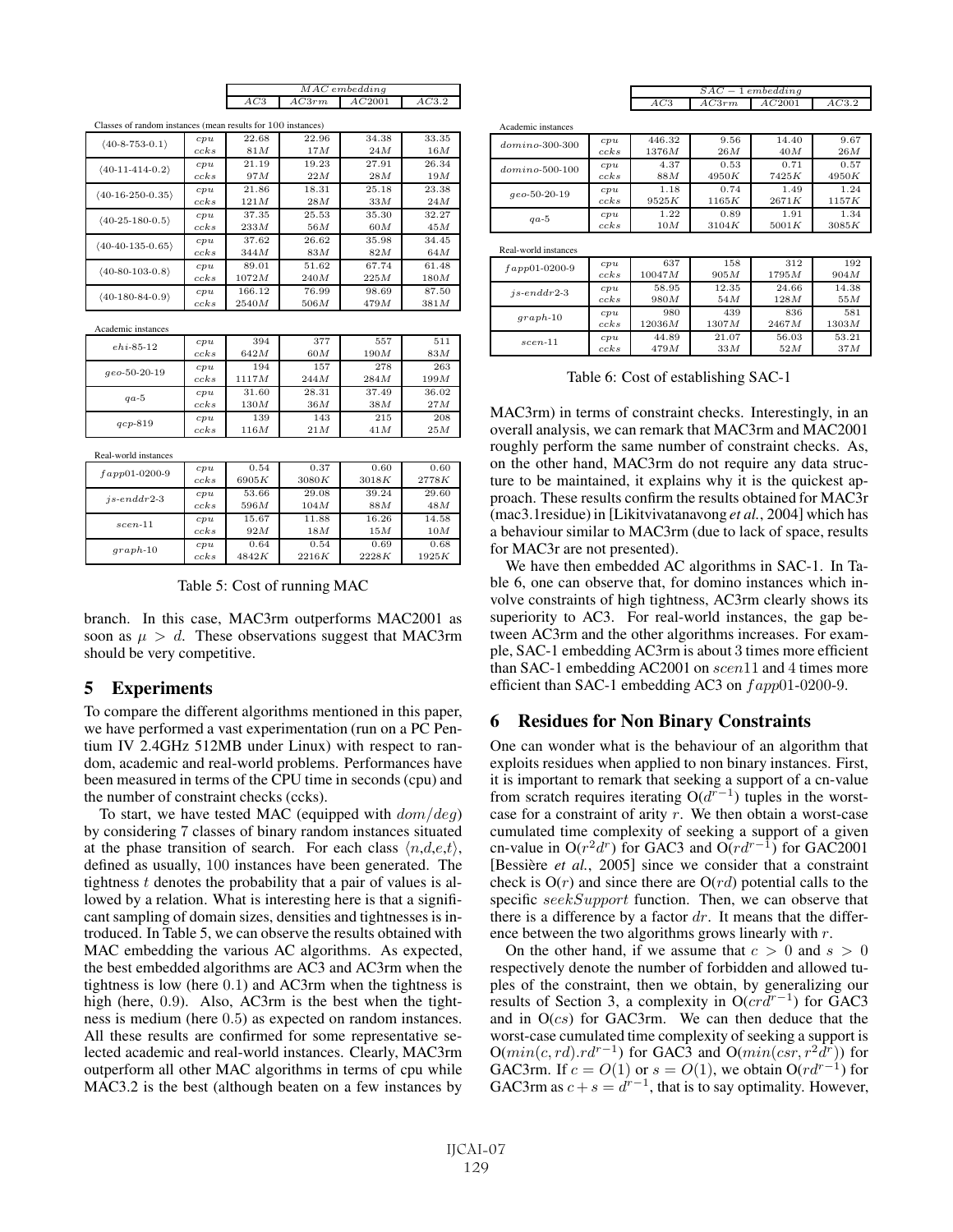| | | MAC embedding | | | |
|---|---|---|---|---|---|
| | | AC3 | AC3rm | AC2001 | AC3.2 |
| Classes of random instances (mean results for 100 instances) | | | | | |
| ⟨40-8-753-0.1⟩ | cpu | 22.68 | 22.96 | 34.38 | 33.35 |
| | ccks | 81M | 17M | 24M | 16M |
| ⟨40-11-414-0.2⟩ | cpu | 21.19 | 19.23 | 27.91 | 26.34 |
| | ccks | 97M | 22M | 28M | 19M |
| ⟨40-16-250-0.35⟩ | cpu | 21.86 | 18.31 | 25.18 | 23.38 |
| | ccks | 121M | 28M | 33M | 24M |
| ⟨40-25-180-0.5⟩ | cpu | 37.35 | 25.53 | 35.30 | 32.27 |
| | ccks | 233M | 56M | 60M | 45M |
| ⟨40-40-135-0.65⟩ | cpu | 37.62 | 26.62 | 35.98 | 34.45 |
| | ccks | 344M | 83M | 82M | 64M |
| ⟨40-80-103-0.8⟩ | cpu | 89.01 | 51.62 | 67.74 | 61.48 |
| | ccks | 1072M | 240M | 225M | 180M |
| ⟨40-180-84-0.9⟩ | cpu | 166.12 | 76.99 | 98.69 | 87.50 |
| | ccks | 2540M | 506M | 479M | 381M |
| Academic instances | | | | | |
| ehi-85-12 | cpu | 394 | 377 | 557 | 511 |
| | ccks | 642M | 60M | 190M | 83M |
| geo-50-20-19 | cpu | 194 | 157 | 278 | 263 |
| | ccks | 1117M | 244M | 284M | 199M |
| qa-5 | cpu | 31.60 | 28.31 | 37.49 | 36.02 |
| | ccks | 130M | 36M | 38M | 27M |
| qcp-819 | cpu | 139 | 143 | 215 | 208 |
| | ccks | 116M | 21M | 41M | 25M |
| Real-world instances | | | | | |
| fapp01-0200-9 | cpu | 0.54 | 0.37 | 0.60 | 0.60 |
| | ccks | 6905K | 3080K | 3018K | 2778K |
| js-enddr2-3 | cpu | 53.66 | 29.08 | 39.24 | 29.60 |
| | ccks | 596M | 104M | 88M | 48M |
| scen-11 | cpu | 15.67 | 11.88 | 16.26 | 14.58 |
| | ccks | 92M | 18M | 15M | 10M |
| graph-10 | cpu | 0.64 | 0.54 | 0.69 | 0.68 |
| | ccks | 4842K | 2216K | 2228K | 1925K |

Table 5: Cost of running MAC

branch. In this case, MAC3rm outperforms MAC2001 as soon as $\mu > d$. These observations suggest that MAC3rm should be very competitive.

## 5 Experiments

To compare the different algorithms mentioned in this paper, we have performed a vast experimentation (run on a PC Pentium IV 2.4GHz 512MB under Linux) with respect to random, academic and real-world problems. Performances have been measured in terms of the CPU time in seconds (cpu) and the number of constraint checks (ccks).

To start, we have tested MAC (equipped with $dom/deg$) by considering 7 classes of binary random instances situated at the phase transition of search. For each class $\langle n,d,e,t \rangle$, defined as usually, 100 instances have been generated. The tightness $t$ denotes the probability that a pair of values is allowed by a relation. What is interesting here is that a significant sampling of domain sizes, densities and tightnesses is introduced. In Table 5, we can observe the results obtained with MAC embedding the various AC algorithms. As expected, the best embedded algorithms are AC3 and AC3rm when the tightness is low (here 0.1) and AC3rm when the tightness is high (here, 0.9). Also, AC3rm is the best when the tightness is medium (here 0.5) as expected on random instances. All these results are confirmed for some representative selected academic and real-world instances. Clearly, MAC3rm outperform all other MAC algorithms in terms of cpu while MAC3.2 is the best (although beaten on a few instances by MAC3rm) in terms of constraint checks. Interestingly, in an overall analysis, we can remark that MAC3rm and MAC2001 roughly perform the same number of constraint checks. As, on the other hand, MAC3rm do not require any data structure to be maintained, it explains why it is the quickest approach. These results confirm the results obtained for MAC3r (mac3.1residue) in [Likitvivatanavong *et al.*, 2004] which has a behaviour similar to MAC3rm (due to lack of space, results for MAC3r are not presented).

| | | SAC − 1 embedding | | | |
|---|---|---|---|---|---|
| | | AC3 | AC3rm | AC2001 | AC3.2 |
| Academic instances | | | | | |
| domino-300-300 | cpu | 446.32 | 9.56 | 14.40 | 9.67 |
| | ccks | 1376M | 26M | 40M | 26M |
| domino-500-100 | cpu | 4.37 | 0.53 | 0.71 | 0.57 |
| | ccks | 88M | 4950K | 7425K | 4950K |
| geo-50-20-19 | cpu | 1.18 | 0.74 | 1.49 | 1.24 |
| | ccks | 9525K | 1165K | 2671K | 1157K |
| qa-5 | cpu | 1.22 | 0.89 | 1.91 | 1.34 |
| | ccks | 10M | 3104K | 5001K | 3085K |
| Real-world instances | | | | | |
| fapp01-0200-9 | cpu | 637 | 158 | 312 | 192 |
| | ccks | 10047M | 905M | 1795M | 904M |
| js-enddr2-3 | cpu | 58.95 | 12.35 | 24.66 | 14.38 |
| | ccks | 980M | 54M | 128M | 55M |
| graph-10 | cpu | 980 | 439 | 836 | 581 |
| | ccks | 12036M | 1307M | 2467M | 1303M |
| scen-11 | cpu | 44.89 | 21.07 | 56.03 | 53.21 |
| | ccks | 479M | 33M | 52M | 37M |

Table 6: Cost of establishing SAC-1

We have then embedded AC algorithms in SAC-1. In Table 6, one can observe that, for domino instances which involve constraints of high tightness, AC3rm clearly shows its superiority to AC3. For real-world instances, the gap between AC3rm and the other algorithms increases. For example, SAC-1 embedding AC3rm is about 3 times more efficient than SAC-1 embedding AC2001 on $scen11$ and 4 times more efficient than SAC-1 embedding AC3 on $fapp01$-0200-9.

## 6 Residues for Non Binary Constraints

One can wonder what is the behaviour of an algorithm that exploits residues when applied to non binary instances. First, it is important to remark that seeking a support of a cn-value from scratch requires iterating $O(d^{r-1})$ tuples in the worst-case for a constraint of arity $r$. We then obtain a worst-case cumulated time complexity of seeking a support of a given cn-value in $O(r^2d^r)$ for GAC3 and $O(rd^{r-1})$ for GAC2001 [Bessière *et al.*, 2005] since we consider that a constraint check is $O(r)$ and since there are $O(rd)$ potential calls to the specific $seekSupport$ function. Then, we can observe that there is a difference by a factor $dr$. It means that the difference between the two algorithms grows linearly with $r$.

On the other hand, if we assume that $c > 0$ and $s > 0$ respectively denote the number of forbidden and allowed tuples of the constraint, then we obtain, by generalizing our results of Section 3, a complexity in $O(crd^{r-1})$ for GAC3 and in $O(cs)$ for GAC3rm. We can then deduce that the worst-case cumulated time complexity of seeking a support is $O(min(c, rd).rd^{r-1})$ for GAC3 and $O(min(csr, r^2d^r))$ for GAC3rm. If $c = O(1)$ or $s = O(1)$, we obtain $O(rd^{r-1})$ for GAC3rm as $c + s = d^{r-1}$, that is to say optimality. However,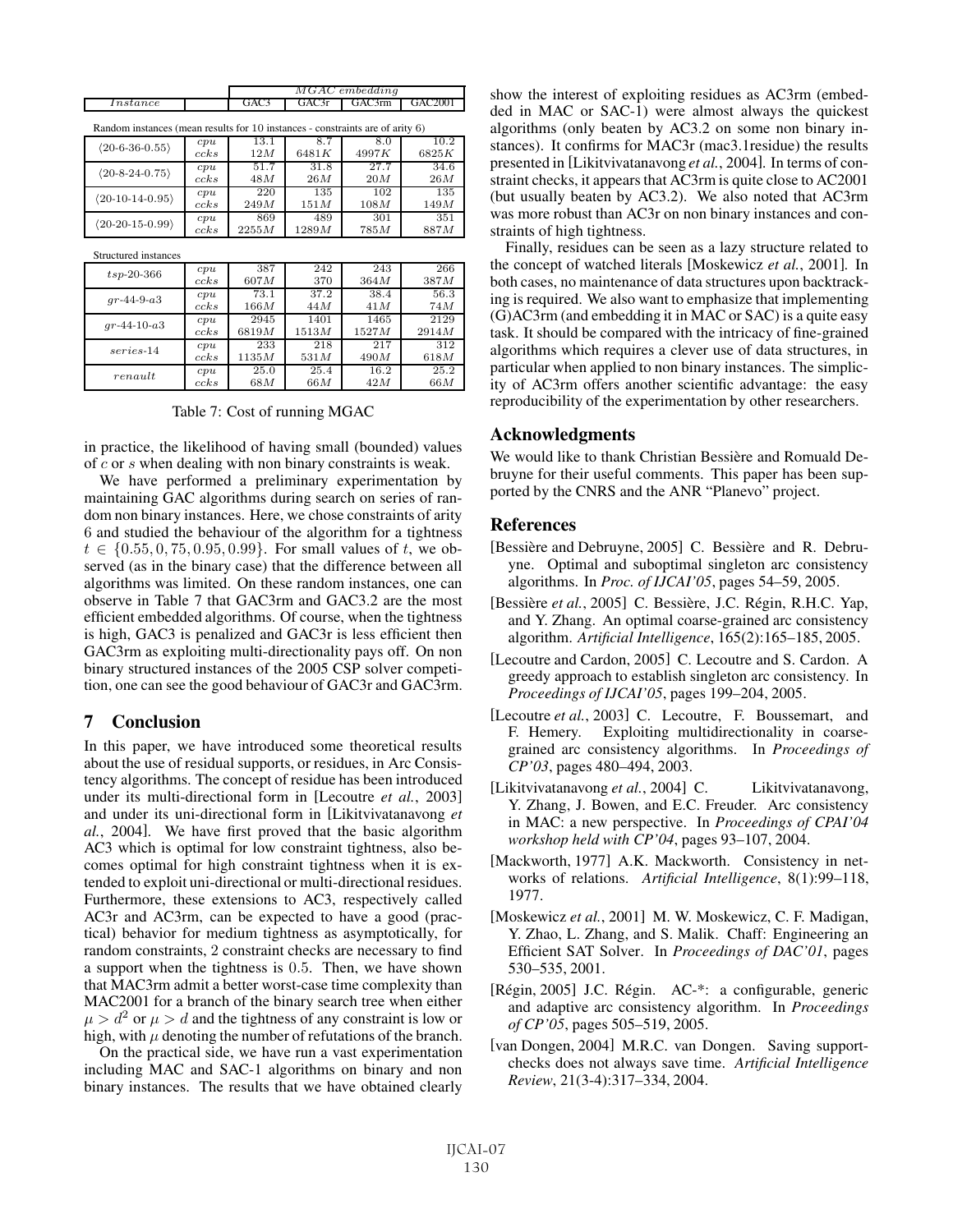| *Instance* | | *MGAC embedding* | | | |
|---|---|---|---|---|---|
| | | GAC3 | GAC3r | GAC3rm | GAC2001 |
| Random instances (mean results for 10 instances - constraints are of arity 6) | | | | | |
| ⟨20-6-36-0.55⟩ | *cpu* | 13.1 | 8.7 | 8.0 | 10.2 |
| | *ccks* | $12M$ | $6481K$ | $4997K$ | $6825K$ |
| ⟨20-8-24-0.75⟩ | *cpu* | 51.7 | 31.8 | 27.7 | 34.6 |
| | *ccks* | $48M$ | $26M$ | $20M$ | $26M$ |
| ⟨20-10-14-0.95⟩ | *cpu* | 220 | 135 | 102 | 135 |
| | *ccks* | $249M$ | $151M$ | $108M$ | $149M$ |
| ⟨20-20-15-0.99⟩ | *cpu* | 869 | 489 | 301 | 351 |
| | *ccks* | $2255M$ | $1289M$ | $785M$ | $887M$ |
| Structured instances | | | | | |
| *tsp*-20-366 | *cpu* | 387 | 242 | 243 | 266 |
| | *ccks* | $607M$ | 370 | $364M$ | $387M$ |
| *gr*-44-9-*a*3 | *cpu* | 73.1 | 37.2 | 38.4 | 56.3 |
| | *ccks* | $166M$ | $44M$ | $41M$ | $74M$ |
| *gr*-44-10-*a*3 | *cpu* | 2945 | 1401 | 1465 | 2129 |
| | *ccks* | $6819M$ | $1513M$ | $1527M$ | $2914M$ |
| *series*-14 | *cpu* | 233 | 218 | 217 | 312 |
| | *ccks* | $1135M$ | $531M$ | $490M$ | $618M$ |
| *renault* | *cpu* | 25.0 | 25.4 | 16.2 | 25.2 |
| | *ccks* | $68M$ | $66M$ | $42M$ | $66M$ |

Table 7: Cost of running MGAC

in practice, the likelihood of having small (bounded) values of $c$ or $s$ when dealing with non binary constraints is weak.

We have performed a preliminary experimentation by maintaining GAC algorithms during search on series of random non binary instances. Here, we chose constraints of arity 6 and studied the behaviour of the algorithm for a tightness $t \in \{0.55, 0, 75, 0.95, 0.99\}$. For small values of $t$, we observed (as in the binary case) that the difference between all algorithms was limited. On these random instances, one can observe in Table 7 that GAC3rm and GAC3.2 are the most efficient embedded algorithms. Of course, when the tightness is high, GAC3 is penalized and GAC3r is less efficient then GAC3rm as exploiting multi-directionality pays off. On non binary structured instances of the 2005 CSP solver competition, one can see the good behaviour of GAC3r and GAC3rm.

## 7 Conclusion

In this paper, we have introduced some theoretical results about the use of residual supports, or residues, in Arc Consistency algorithms. The concept of residue has been introduced under its multi-directional form in [Lecoutre *et al.*, 2003] and under its uni-directional form in [Likitvivatanavong *et al.*, 2004]. We have first proved that the basic algorithm AC3 which is optimal for low constraint tightness, also becomes optimal for high constraint tightness when it is extended to exploit uni-directional or multi-directional residues. Furthermore, these extensions to AC3, respectively called AC3r and AC3rm, can be expected to have a good (practical) behavior for medium tightness as asymptotically, for random constraints, 2 constraint checks are necessary to find a support when the tightness is 0.5. Then, we have shown that MAC3rm admit a better worst-case time complexity than MAC2001 for a branch of the binary search tree when either $\mu > d^2$ or $\mu > d$ and the tightness of any constraint is low or high, with $\mu$ denoting the number of refutations of the branch.

On the practical side, we have run a vast experimentation including MAC and SAC-1 algorithms on binary and non binary instances. The results that we have obtained clearly show the interest of exploiting residues as AC3rm (embedded in MAC or SAC-1) were almost always the quickest algorithms (only beaten by AC3.2 on some non binary instances). It confirms for MAC3r (mac3.1residue) the results presented in [Likitvivatanavong *et al.*, 2004]. In terms of constraint checks, it appears that AC3rm is quite close to AC2001 (but usually beaten by AC3.2). We also noted that AC3rm was more robust than AC3r on non binary instances and constraints of high tightness.

Finally, residues can be seen as a lazy structure related to the concept of watched literals [Moskewicz *et al.*, 2001]. In both cases, no maintenance of data structures upon backtracking is required. We also want to emphasize that implementing (G)AC3rm (and embedding it in MAC or SAC) is a quite easy task. It should be compared with the intricacy of fine-grained algorithms which requires a clever use of data structures, in particular when applied to non binary instances. The simplicity of AC3rm offers another scientific advantage: the easy reproducibility of the experimentation by other researchers.

## Acknowledgments

We would like to thank Christian Bessière and Romuald Debruyne for their useful comments. This paper has been supported by the CNRS and the ANR "Planevo" project.

## References

[Bessière and Debruyne, 2005] C. Bessière and R. Debruyne. Optimal and suboptimal singleton arc consistency algorithms. In *Proc. of IJCAI'05*, pages 54–59, 2005.

[Bessière *et al.*, 2005] C. Bessière, J.C. Régin, R.H.C. Yap, and Y. Zhang. An optimal coarse-grained arc consistency algorithm. *Artificial Intelligence*, 165(2):165–185, 2005.

[Lecoutre and Cardon, 2005] C. Lecoutre and S. Cardon. A greedy approach to establish singleton arc consistency. In *Proceedings of IJCAI'05*, pages 199–204, 2005.

[Lecoutre *et al.*, 2003] C. Lecoutre, F. Boussemart, and F. Hemery. Exploiting multidirectionality in coarse-grained arc consistency algorithms. In *Proceedings of CP'03*, pages 480–494, 2003.

[Likitvivatanavong *et al.*, 2004] C. Likitvivatanavong, Y. Zhang, J. Bowen, and E.C. Freuder. Arc consistency in MAC: a new perspective. In *Proceedings of CPAI'04 workshop held with CP'04*, pages 93–107, 2004.

[Mackworth, 1977] A.K. Mackworth. Consistency in networks of relations. *Artificial Intelligence*, 8(1):99–118, 1977.

[Moskewicz *et al.*, 2001] M. W. Moskewicz, C. F. Madigan, Y. Zhao, L. Zhang, and S. Malik. Chaff: Engineering an Efficient SAT Solver. In *Proceedings of DAC'01*, pages 530–535, 2001.

[Régin, 2005] J.C. Régin. AC-*: a configurable, generic and adaptive arc consistency algorithm. In *Proceedings of CP'05*, pages 505–519, 2005.

[van Dongen, 2004] M.R.C. van Dongen. Saving support-checks does not always save time. *Artificial Intelligence Review*, 21(3-4):317–334, 2004.